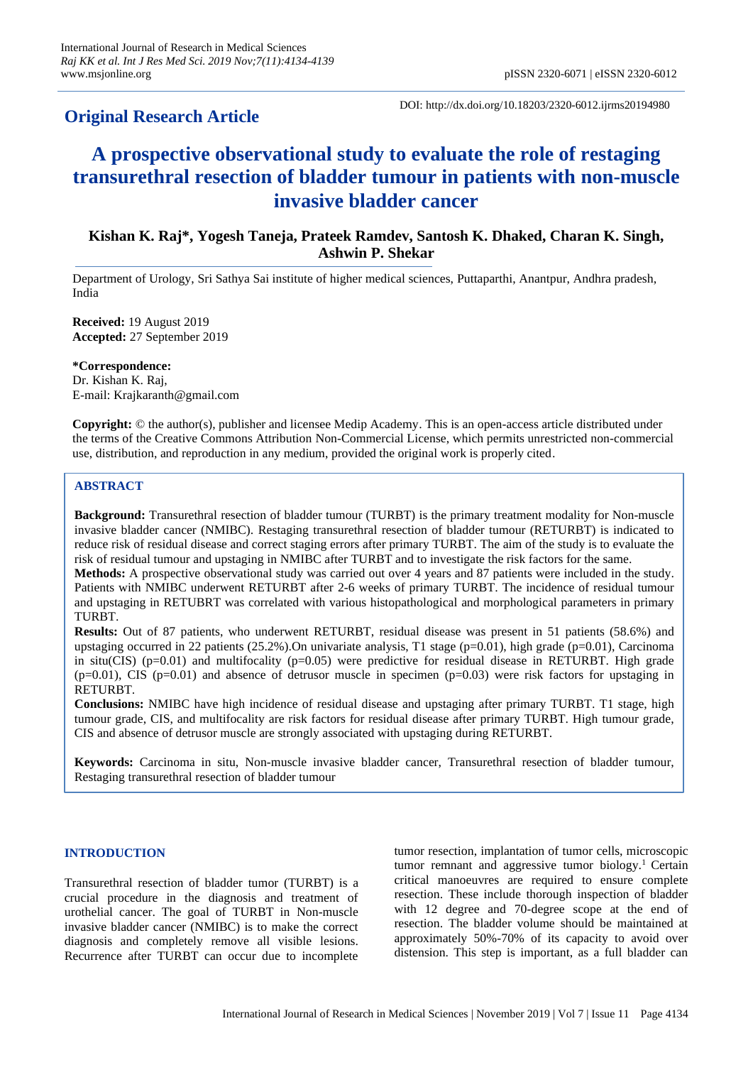## Original Research Article

DOI: http://dx.doi.org/10.18203/2320-6012.ijrms20194980

# A prospective observational study to evaluate the role of restaging transurethral resection of bladder tumour in patients with non-muscle invasive bladder cancer

**Kishan K. Raj\*, Yogesh Taneja, Prateek Ramdev, Santosh K. Dhaked, Charan K. Singh, Ashwin P. Shekar**

Department of Urology, Sri Sathya Sai institute of higher medical sciences, Puttaparthi, Anantpur, Andhra pradesh, India

**Received:** 19 August 2019
**Accepted:** 27 September 2019

**\*Correspondence:**
Dr. Kishan K. Raj,
E-mail: Krajkaranth@gmail.com

**Copyright:** © the author(s), publisher and licensee Medip Academy. This is an open-access article distributed under the terms of the Creative Commons Attribution Non-Commercial License, which permits unrestricted non-commercial use, distribution, and reproduction in any medium, provided the original work is properly cited.

## ABSTRACT

**Background:** Transurethral resection of bladder tumour (TURBT) is the primary treatment modality for Non-muscle invasive bladder cancer (NMIBC). Restaging transurethral resection of bladder tumour (RETURBT) is indicated to reduce risk of residual disease and correct staging errors after primary TURBT. The aim of the study is to evaluate the risk of residual tumour and upstaging in NMIBC after TURBT and to investigate the risk factors for the same.

**Methods:** A prospective observational study was carried out over 4 years and 87 patients were included in the study. Patients with NMIBC underwent RETURBT after 2-6 weeks of primary TURBT. The incidence of residual tumour and upstaging in RETUBRT was correlated with various histopathological and morphological parameters in primary TURBT.

**Results:** Out of 87 patients, who underwent RETURBT, residual disease was present in 51 patients (58.6%) and upstaging occurred in 22 patients (25.2%).On univariate analysis, T1 stage (p=0.01), high grade (p=0.01), Carcinoma in situ(CIS) (p=0.01) and multifocality (p=0.05) were predictive for residual disease in RETURBT. High grade (p=0.01), CIS (p=0.01) and absence of detrusor muscle in specimen (p=0.03) were risk factors for upstaging in RETURBT.

**Conclusions:** NMIBC have high incidence of residual disease and upstaging after primary TURBT. T1 stage, high tumour grade, CIS, and multifocality are risk factors for residual disease after primary TURBT. High tumour grade, CIS and absence of detrusor muscle are strongly associated with upstaging during RETURBT.

**Keywords:** Carcinoma in situ, Non-muscle invasive bladder cancer, Transurethral resection of bladder tumour, Restaging transurethral resection of bladder tumour

## INTRODUCTION

Transurethral resection of bladder tumor (TURBT) is a crucial procedure in the diagnosis and treatment of urothelial cancer. The goal of TURBT in Non-muscle invasive bladder cancer (NMIBC) is to make the correct diagnosis and completely remove all visible lesions. Recurrence after TURBT can occur due to incomplete tumor resection, implantation of tumor cells, microscopic tumor remnant and aggressive tumor biology.[1] Certain critical manoeuvres are required to ensure complete resection. These include thorough inspection of bladder with 12 degree and 70-degree scope at the end of resection. The bladder volume should be maintained at approximately 50%-70% of its capacity to avoid over distension. This step is important, as a full bladder can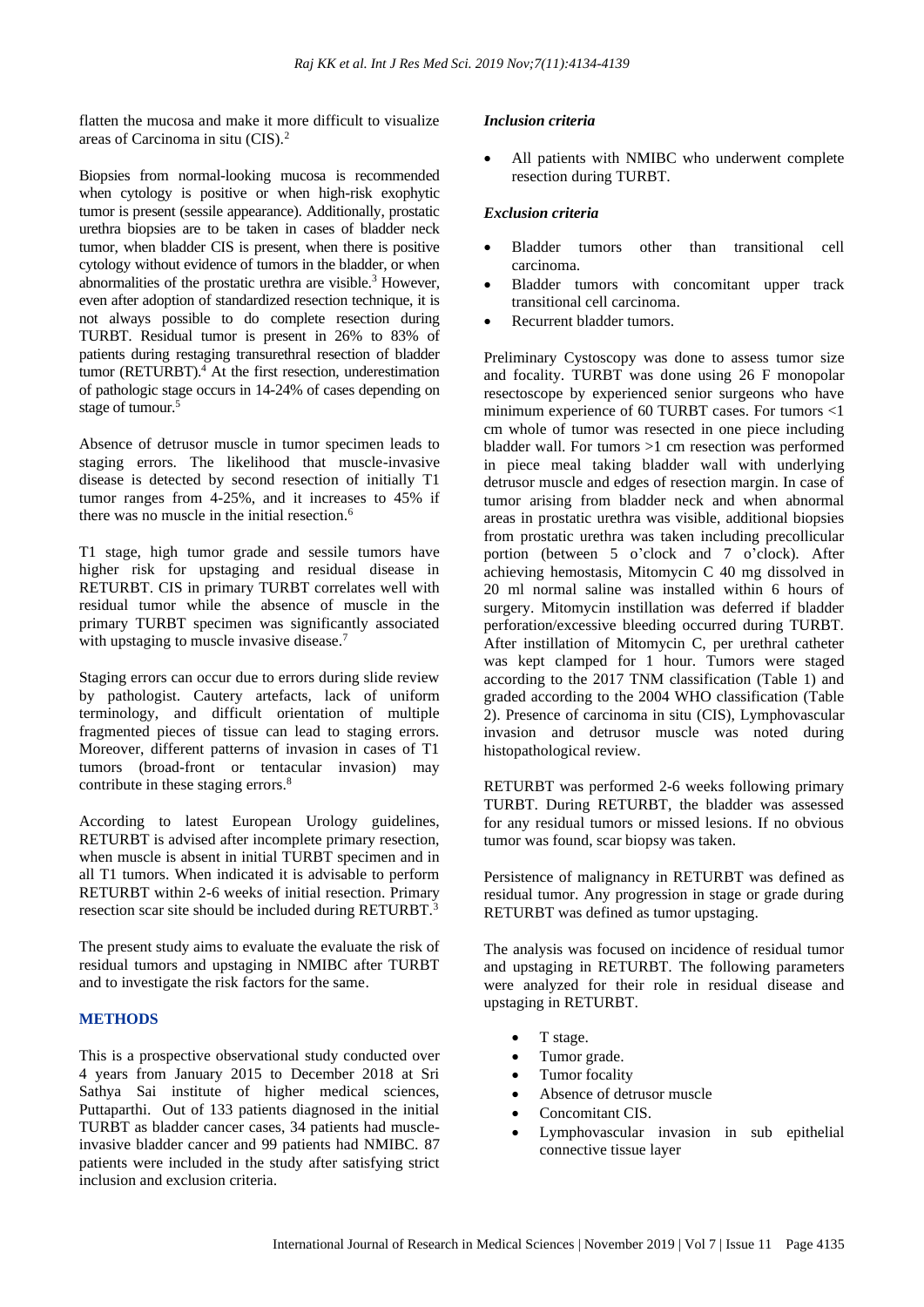flatten the mucosa and make it more difficult to visualize areas of Carcinoma in situ (CIS).[2]

Biopsies from normal-looking mucosa is recommended when cytology is positive or when high-risk exophytic tumor is present (sessile appearance). Additionally, prostatic urethra biopsies are to be taken in cases of bladder neck tumor, when bladder CIS is present, when there is positive cytology without evidence of tumors in the bladder, or when abnormalities of the prostatic urethra are visible.[3] However, even after adoption of standardized resection technique, it is not always possible to do complete resection during TURBT. Residual tumor is present in 26% to 83% of patients during restaging transurethral resection of bladder tumor (RETURBT).[4] At the first resection, underestimation of pathologic stage occurs in 14-24% of cases depending on stage of tumour.[5]

Absence of detrusor muscle in tumor specimen leads to staging errors. The likelihood that muscle-invasive disease is detected by second resection of initially T1 tumor ranges from 4-25%, and it increases to 45% if there was no muscle in the initial resection.[6]

T1 stage, high tumor grade and sessile tumors have higher risk for upstaging and residual disease in RETURBT. CIS in primary TURBT correlates well with residual tumor while the absence of muscle in the primary TURBT specimen was significantly associated with upstaging to muscle invasive disease.[7]

Staging errors can occur due to errors during slide review by pathologist. Cautery artefacts, lack of uniform terminology, and difficult orientation of multiple fragmented pieces of tissue can lead to staging errors. Moreover, different patterns of invasion in cases of T1 tumors (broad-front or tentacular invasion) may contribute in these staging errors.[8]

According to latest European Urology guidelines, RETURBT is advised after incomplete primary resection, when muscle is absent in initial TURBT specimen and in all T1 tumors. When indicated it is advisable to perform RETURBT within 2-6 weeks of initial resection. Primary resection scar site should be included during RETURBT.[3]

The present study aims to evaluate the evaluate the risk of residual tumors and upstaging in NMIBC after TURBT and to investigate the risk factors for the same.

## METHODS

This is a prospective observational study conducted over 4 years from January 2015 to December 2018 at Sri Sathya Sai institute of higher medical sciences, Puttaparthi. Out of 133 patients diagnosed in the initial TURBT as bladder cancer cases, 34 patients had muscle-invasive bladder cancer and 99 patients had NMIBC. 87 patients were included in the study after satisfying strict inclusion and exclusion criteria.

### *Inclusion criteria*

- All patients with NMIBC who underwent complete resection during TURBT.

### *Exclusion criteria*

- Bladder tumors other than transitional cell carcinoma.
- Bladder tumors with concomitant upper track transitional cell carcinoma.
- Recurrent bladder tumors.

Preliminary Cystoscopy was done to assess tumor size and focality. TURBT was done using 26 F monopolar resectoscope by experienced senior surgeons who have minimum experience of 60 TURBT cases. For tumors <1 cm whole of tumor was resected in one piece including bladder wall. For tumors >1 cm resection was performed in piece meal taking bladder wall with underlying detrusor muscle and edges of resection margin. In case of tumor arising from bladder neck and when abnormal areas in prostatic urethra was visible, additional biopsies from prostatic urethra was taken including precollicular portion (between 5 o'clock and 7 o'clock). After achieving hemostasis, Mitomycin C 40 mg dissolved in 20 ml normal saline was installed within 6 hours of surgery. Mitomycin instillation was deferred if bladder perforation/excessive bleeding occurred during TURBT. After instillation of Mitomycin C, per urethral catheter was kept clamped for 1 hour. Tumors were staged according to the 2017 TNM classification (Table 1) and graded according to the 2004 WHO classification (Table 2). Presence of carcinoma in situ (CIS), Lymphovascular invasion and detrusor muscle was noted during histopathological review.

RETURBT was performed 2-6 weeks following primary TURBT. During RETURBT, the bladder was assessed for any residual tumors or missed lesions. If no obvious tumor was found, scar biopsy was taken.

Persistence of malignancy in RETURBT was defined as residual tumor. Any progression in stage or grade during RETURBT was defined as tumor upstaging.

The analysis was focused on incidence of residual tumor and upstaging in RETURBT. The following parameters were analyzed for their role in residual disease and upstaging in RETURBT.

- T stage.
- Tumor grade.
- Tumor focality
- Absence of detrusor muscle
- Concomitant CIS.
- Lymphovascular invasion in sub epithelial connective tissue layer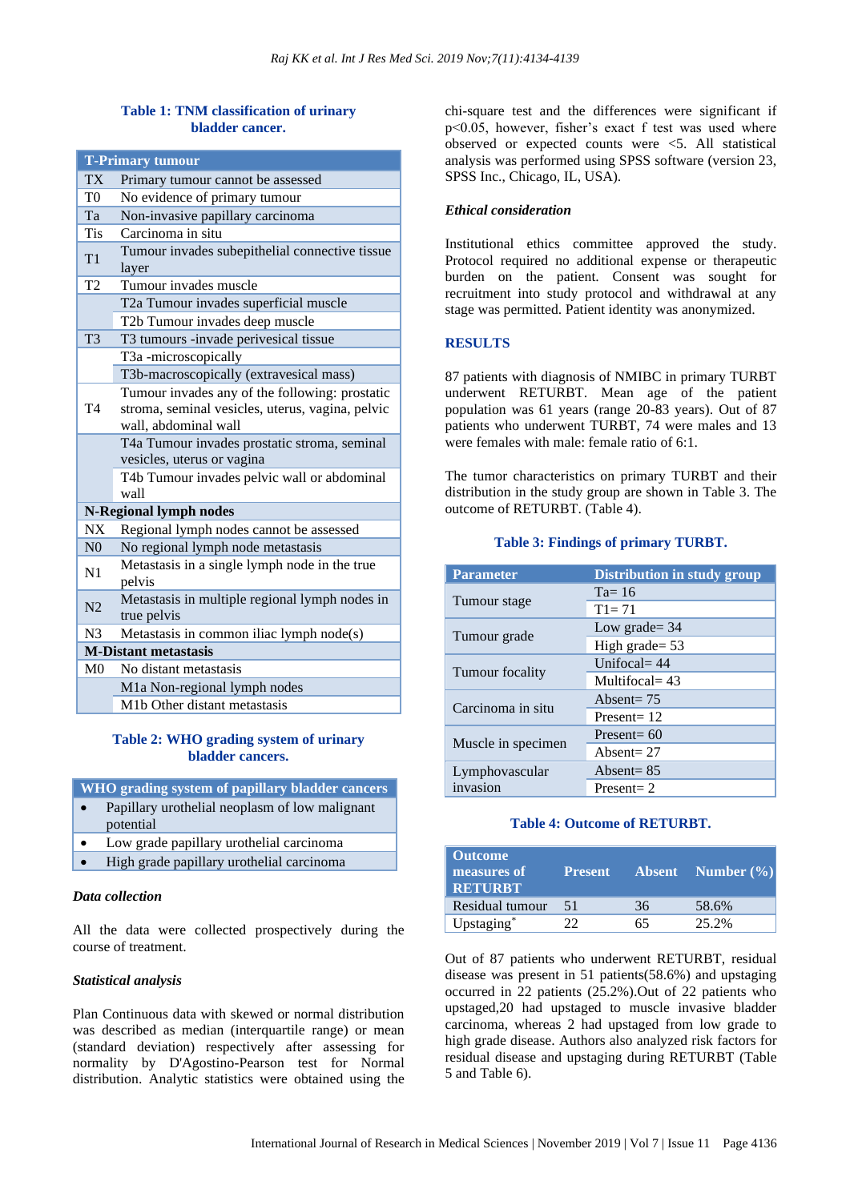**Table 1: TNM classification of urinary bladder cancer.**

| | |
|---|---|
| **T-Primary tumour** | |
| TX | Primary tumour cannot be assessed |
| T0 | No evidence of primary tumour |
| Ta | Non-invasive papillary carcinoma |
| Tis | Carcinoma in situ |
| T1 | Tumour invades subepithelial connective tissue layer |
| T2 | Tumour invades muscle |
| | T2a Tumour invades superficial muscle |
| | T2b Tumour invades deep muscle |
| T3 | T3 tumours -invade perivesical tissue |
| | T3a -microscopically |
| | T3b-macroscopically (extravesical mass) |
| T4 | Tumour invades any of the following: prostatic stroma, seminal vesicles, uterus, vagina, pelvic wall, abdominal wall |
| | T4a Tumour invades prostatic stroma, seminal vesicles, uterus or vagina |
| | T4b Tumour invades pelvic wall or abdominal wall |
| **N-Regional lymph nodes** | |
| NX | Regional lymph nodes cannot be assessed |
| N0 | No regional lymph node metastasis |
| N1 | Metastasis in a single lymph node in the true pelvis |
| N2 | Metastasis in multiple regional lymph nodes in true pelvis |
| N3 | Metastasis in common iliac lymph node(s) |
| **M-Distant metastasis** | |
| M0 | No distant metastasis |
| | M1a Non-regional lymph nodes |
| | M1b Other distant metastasis |

**Table 2: WHO grading system of urinary bladder cancers.**

| WHO grading system of papillary bladder cancers |
|---|
| • Papillary urothelial neoplasm of low malignant potential |
| • Low grade papillary urothelial carcinoma |
| • High grade papillary urothelial carcinoma |

### *Data collection*

All the data were collected prospectively during the course of treatment.

### *Statistical analysis*

Plan Continuous data with skewed or normal distribution was described as median (interquartile range) or mean (standard deviation) respectively after assessing for normality by D'Agostino-Pearson test for Normal distribution. Analytic statistics were obtained using the chi-square test and the differences were significant if $p<0.05$, however, fisher's exact f test was used where observed or expected counts were <5. All statistical analysis was performed using SPSS software (version 23, SPSS Inc., Chicago, IL, USA).

### *Ethical consideration*

Institutional ethics committee approved the study. Protocol required no additional expense or therapeutic burden on the patient. Consent was sought for recruitment into study protocol and withdrawal at any stage was permitted. Patient identity was anonymized.

## RESULTS

87 patients with diagnosis of NMIBC in primary TURBT underwent RETURBT. Mean age of the patient population was 61 years (range 20-83 years). Out of 87 patients who underwent TURBT, 74 were males and 13 were females with male: female ratio of 6:1.

The tumor characteristics on primary TURBT and their distribution in the study group are shown in Table 3. The outcome of RETURBT. (Table 4).

**Table 3: Findings of primary TURBT.**

| Parameter | Distribution in study group |
|---|---|
| Tumour stage | Ta= 16 |
| | T1= 71 |
| Tumour grade | Low grade= 34 |
| | High grade= 53 |
| Tumour focality | Unifocal= 44 |
| | Multifocal= 43 |
| Carcinoma in situ | Absent= 75 |
| | Present= 12 |
| Muscle in specimen | Present= 60 |
| | Absent= 27 |
| Lymphovascular invasion | Absent= 85 |
| | Present= 2 |

**Table 4: Outcome of RETURBT.**

| Outcome measures of RETURBT | Present | Absent | Number (%) |
|---|---|---|---|
| Residual tumour | 51 | 36 | 58.6% |
| Upstaging* | 22 | 65 | 25.2% |

Out of 87 patients who underwent RETURBT, residual disease was present in 51 patients(58.6%) and upstaging occurred in 22 patients (25.2%).Out of 22 patients who upstaged,20 had upstaged to muscle invasive bladder carcinoma, whereas 2 had upstaged from low grade to high grade disease. Authors also analyzed risk factors for residual disease and upstaging during RETURBT (Table 5 and Table 6).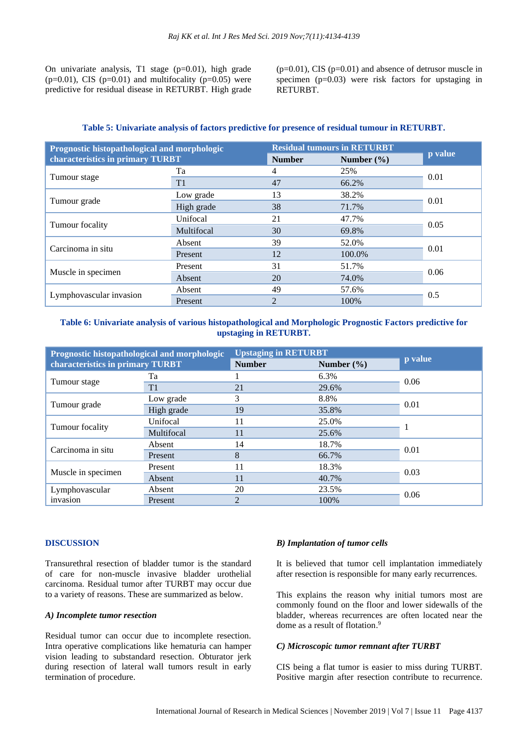On univariate analysis, T1 stage (p=0.01), high grade (p=0.01), CIS (p=0.01) and multifocality (p=0.05) were predictive for residual disease in RETURBT. High grade (p=0.01), CIS (p=0.01) and absence of detrusor muscle in specimen (p=0.03) were risk factors for upstaging in RETURBT.

**Table 5: Univariate analysis of factors predictive for presence of residual tumour in RETURBT.**

| Prognostic histopathological and morphologic characteristics in primary TURBT | | Residual tumours in RETURBT | | p value |
|---|---|---|---|---|
| | | Number | Number (%) | |
| Tumour stage | Ta | 4 | 25% | 0.01 |
| | T1 | 47 | 66.2% | |
| Tumour grade | Low grade | 13 | 38.2% | 0.01 |
| | High grade | 38 | 71.7% | |
| Tumour focality | Unifocal | 21 | 47.7% | 0.05 |
| | Multifocal | 30 | 69.8% | |
| Carcinoma in situ | Absent | 39 | 52.0% | 0.01 |
| | Present | 12 | 100.0% | |
| Muscle in specimen | Present | 31 | 51.7% | 0.06 |
| | Absent | 20 | 74.0% | |
| Lymphovascular invasion | Absent | 49 | 57.6% | 0.5 |
| | Present | 2 | 100% | |

**Table 6: Univariate analysis of various histopathological and Morphologic Prognostic Factors predictive for upstaging in RETURBT.**

| Prognostic histopathological and morphologic characteristics in primary TURBT | | Upstaging in RETURBT | | p value |
|---|---|---|---|---|
| | | Number | Number (%) | |
| Tumour stage | Ta | 1 | 6.3% | 0.06 |
| | T1 | 21 | 29.6% | |
| Tumour grade | Low grade | 3 | 8.8% | 0.01 |
| | High grade | 19 | 35.8% | |
| Tumour focality | Unifocal | 11 | 25.0% | 1 |
| | Multifocal | 11 | 25.6% | |
| Carcinoma in situ | Absent | 14 | 18.7% | 0.01 |
| | Present | 8 | 66.7% | |
| Muscle in specimen | Present | 11 | 18.3% | 0.03 |
| | Absent | 11 | 40.7% | |
| Lymphovascular invasion | Absent | 20 | 23.5% | 0.06 |
| | Present | 2 | 100% | |

## DISCUSSION

Transurethral resection of bladder tumor is the standard of care for non-muscle invasive bladder urothelial carcinoma. Residual tumor after TURBT may occur due to a variety of reasons. These are summarized as below.

### *A) Incomplete tumor resection*

Residual tumor can occur due to incomplete resection. Intra operative complications like hematuria can hamper vision leading to substandard resection. Obturator jerk during resection of lateral wall tumors result in early termination of procedure.

### *B) Implantation of tumor cells*

It is believed that tumor cell implantation immediately after resection is responsible for many early recurrences.

This explains the reason why initial tumors most are commonly found on the floor and lower sidewalls of the bladder, whereas recurrences are often located near the dome as a result of flotation.[9]

### *C) Microscopic tumor remnant after TURBT*

CIS being a flat tumor is easier to miss during TURBT. Positive margin after resection contribute to recurrence.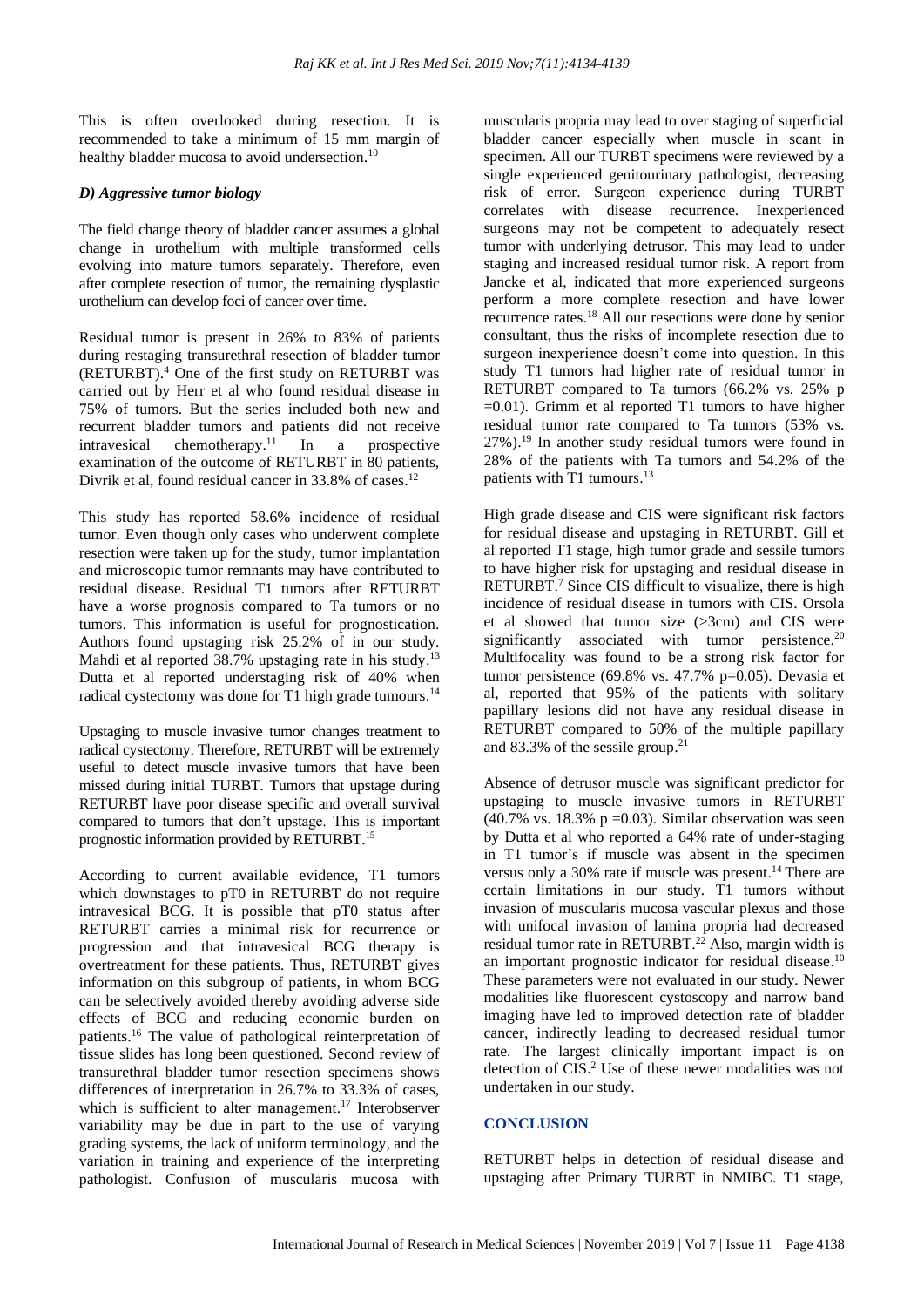This is often overlooked during resection. It is recommended to take a minimum of 15 mm margin of healthy bladder mucosa to avoid undersection.[10]

### *D) Aggressive tumor biology*

The field change theory of bladder cancer assumes a global change in urothelium with multiple transformed cells evolving into mature tumors separately. Therefore, even after complete resection of tumor, the remaining dysplastic urothelium can develop foci of cancer over time.

Residual tumor is present in 26% to 83% of patients during restaging transurethral resection of bladder tumor (RETURBT).[4] One of the first study on RETURBT was carried out by Herr et al who found residual disease in 75% of tumors. But the series included both new and recurrent bladder tumors and patients did not receive intravesical chemotherapy.[11] In a prospective examination of the outcome of RETURBT in 80 patients, Divrik et al, found residual cancer in 33.8% of cases.[12]

This study has reported 58.6% incidence of residual tumor. Even though only cases who underwent complete resection were taken up for the study, tumor implantation and microscopic tumor remnants may have contributed to residual disease. Residual T1 tumors after RETURBT have a worse prognosis compared to Ta tumors or no tumors. This information is useful for prognostication. Authors found upstaging risk 25.2% of in our study. Mahdi et al reported 38.7% upstaging rate in his study.[13] Dutta et al reported understaging risk of 40% when radical cystectomy was done for T1 high grade tumours.[14]

Upstaging to muscle invasive tumor changes treatment to radical cystectomy. Therefore, RETURBT will be extremely useful to detect muscle invasive tumors that have been missed during initial TURBT. Tumors that upstage during RETURBT have poor disease specific and overall survival compared to tumors that don't upstage. This is important prognostic information provided by RETURBT.[15]

According to current available evidence, T1 tumors which downstages to pT0 in RETURBT do not require intravesical BCG. It is possible that pT0 status after RETURBT carries a minimal risk for recurrence or progression and that intravesical BCG therapy is overtreatment for these patients. Thus, RETURBT gives information on this subgroup of patients, in whom BCG can be selectively avoided thereby avoiding adverse side effects of BCG and reducing economic burden on patients.[16] The value of pathological reinterpretation of tissue slides has long been questioned. Second review of transurethral bladder tumor resection specimens shows differences of interpretation in 26.7% to 33.3% of cases, which is sufficient to alter management.[17] Interobserver variability may be due in part to the use of varying grading systems, the lack of uniform terminology, and the variation in training and experience of the interpreting pathologist. Confusion of muscularis mucosa with muscularis propria may lead to over staging of superficial bladder cancer especially when muscle in scant in specimen. All our TURBT specimens were reviewed by a single experienced genitourinary pathologist, decreasing risk of error. Surgeon experience during TURBT correlates with disease recurrence. Inexperienced surgeons may not be competent to adequately resect tumor with underlying detrusor. This may lead to under staging and increased residual tumor risk. A report from Jancke et al, indicated that more experienced surgeons perform a more complete resection and have lower recurrence rates.[18] All our resections were done by senior consultant, thus the risks of incomplete resection due to surgeon inexperience doesn't come into question. In this study T1 tumors had higher rate of residual tumor in RETURBT compared to Ta tumors (66.2% vs. 25% $p = 0.01$). Grimm et al reported T1 tumors to have higher residual tumor rate compared to Ta tumors (53% vs. 27%).[19] In another study residual tumors were found in 28% of the patients with Ta tumors and 54.2% of the patients with T1 tumours.[13]

High grade disease and CIS were significant risk factors for residual disease and upstaging in RETURBT. Gill et al reported T1 stage, high tumor grade and sessile tumors to have higher risk for upstaging and residual disease in RETURBT.[7] Since CIS difficult to visualize, there is high incidence of residual disease in tumors with CIS. Orsola et al showed that tumor size (>3cm) and CIS were significantly associated with tumor persistence.[20] Multifocality was found to be a strong risk factor for tumor persistence (69.8% vs. 47.7% $p = 0.05$). Devasia et al, reported that 95% of the patients with solitary papillary lesions did not have any residual disease in RETURBT compared to 50% of the multiple papillary and 83.3% of the sessile group.[21]

Absence of detrusor muscle was significant predictor for upstaging to muscle invasive tumors in RETURBT (40.7% vs. 18.3% $p = 0.03$). Similar observation was seen by Dutta et al who reported a 64% rate of under-staging in T1 tumor's if muscle was absent in the specimen versus only a 30% rate if muscle was present.[14] There are certain limitations in our study. T1 tumors without invasion of muscularis mucosa vascular plexus and those with unifocal invasion of lamina propria had decreased residual tumor rate in RETURBT.[22] Also, margin width is an important prognostic indicator for residual disease.[10] These parameters were not evaluated in our study. Newer modalities like fluorescent cystoscopy and narrow band imaging have led to improved detection rate of bladder cancer, indirectly leading to decreased residual tumor rate. The largest clinically important impact is on detection of CIS.[2] Use of these newer modalities was not undertaken in our study.

## CONCLUSION

RETURBT helps in detection of residual disease and upstaging after Primary TURBT in NMIBC. T1 stage,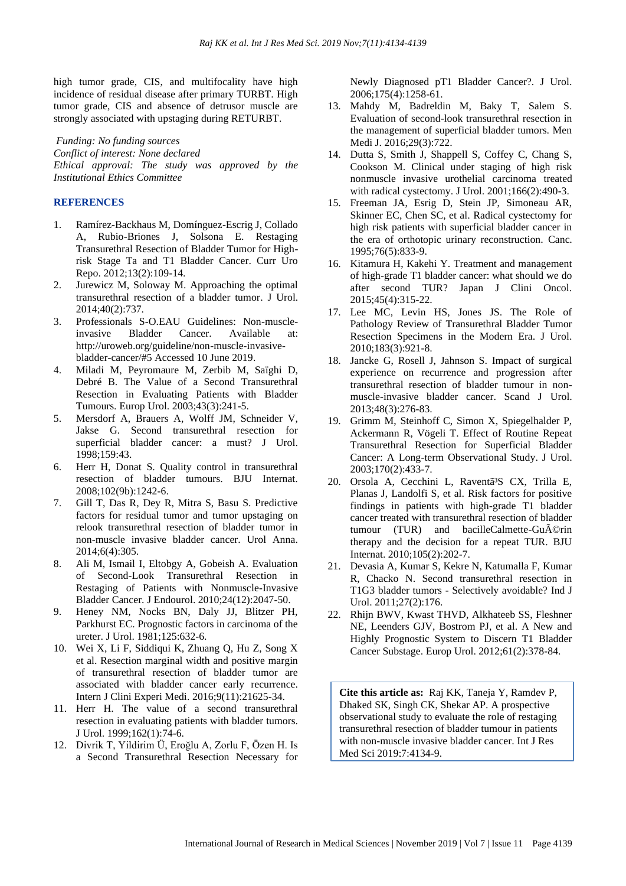high tumor grade, CIS, and multifocality have high incidence of residual disease after primary TURBT. High tumor grade, CIS and absence of detrusor muscle are strongly associated with upstaging during RETURBT.

*Funding: No funding sources*
*Conflict of interest: None declared*
*Ethical approval: The study was approved by the Institutional Ethics Committee*

## REFERENCES

1. Ramírez-Backhaus M, Domínguez-Escrig J, Collado A, Rubio-Briones J, Solsona E. Restaging Transurethral Resection of Bladder Tumor for High-risk Stage Ta and T1 Bladder Cancer. Curr Uro Repo. 2012;13(2):109-14.
2. Jurewicz M, Soloway M. Approaching the optimal transurethral resection of a bladder tumor. J Urol. 2014;40(2):737.
3. Professionals S-O.EAU Guidelines: Non-muscle-invasive Bladder Cancer. Available at: http://uroweb.org/guideline/non-muscle-invasive-bladder-cancer/#5 Accessed 10 June 2019.
4. Miladi M, Peyromaure M, Zerbib M, Saïghi D, Debré B. The Value of a Second Transurethral Resection in Evaluating Patients with Bladder Tumours. Europ Urol. 2003;43(3):241-5.
5. Mersdorf A, Brauers A, Wolff JM, Schneider V, Jakse G. Second transurethral resection for superficial bladder cancer: a must? J Urol. 1998;159:43.
6. Herr H, Donat S. Quality control in transurethral resection of bladder tumours. BJU Internat. 2008;102(9b):1242-6.
7. Gill T, Das R, Dey R, Mitra S, Basu S. Predictive factors for residual tumor and tumor upstaging on relook transurethral resection of bladder tumor in non-muscle invasive bladder cancer. Urol Anna. 2014;6(4):305.
8. Ali M, Ismail I, Eltobgy A, Gobeish A. Evaluation of Second-Look Transurethral Resection in Restaging of Patients with Nonmuscle-Invasive Bladder Cancer. J Endourol. 2010;24(12):2047-50.
9. Heney NM, Nocks BN, Daly JJ, Blitzer PH, Parkhurst EC. Prognostic factors in carcinoma of the ureter. J Urol. 1981;125:632-6.
10. Wei X, Li F, Siddiqui K, Zhuang Q, Hu Z, Song X et al. Resection marginal width and positive margin of transurethral resection of bladder tumor are associated with bladder cancer early recurrence. Intern J Clini Experi Medi. 2016;9(11):21625-34.
11. Herr H. The value of a second transurethral resection in evaluating patients with bladder tumors. J Urol. 1999;162(1):74-6.
12. Divrik T, Yildirim Ü, Eroğlu A, Zorlu F, Özen H. Is a Second Transurethral Resection Necessary for Newly Diagnosed pT1 Bladder Cancer?. J Urol. 2006;175(4):1258-61.
13. Mahdy M, Badreldin M, Baky T, Salem S. Evaluation of second-look transurethral resection in the management of superficial bladder tumors. Men Medi J. 2016;29(3):722.
14. Dutta S, Smith J, Shappell S, Coffey C, Chang S, Cookson M. Clinical under staging of high risk nonmuscle invasive urothelial carcinoma treated with radical cystectomy. J Urol. 2001;166(2):490-3.
15. Freeman JA, Esrig D, Stein JP, Simoneau AR, Skinner EC, Chen SC, et al. Radical cystectomy for high risk patients with superficial bladder cancer in the era of orthotopic urinary reconstruction. Canc. 1995;76(5):833-9.
16. Kitamura H, Kakehi Y. Treatment and management of high-grade T1 bladder cancer: what should we do after second TUR? Japan J Clini Oncol. 2015;45(4):315-22.
17. Lee MC, Levin HS, Jones JS. The Role of Pathology Review of Transurethral Bladder Tumor Resection Specimens in the Modern Era. J Urol. 2010;183(3):921-8.
18. Jancke G, Rosell J, Jahnson S. Impact of surgical experience on recurrence and progression after transurethral resection of bladder tumour in non-muscle-invasive bladder cancer. Scand J Urol. 2013;48(3):276-83.
19. Grimm M, Steinhoff C, Simon X, Spiegelhalder P, Ackermann R, Vögeli T. Effect of Routine Repeat Transurethral Resection for Superficial Bladder Cancer: A Long-term Observational Study. J Urol. 2003;170(2):433-7.
20. Orsola A, Cecchini L, Raventã³S CX, Trilla E, Planas J, Landolfi S, et al. Risk factors for positive findings in patients with high-grade T1 bladder cancer treated with transurethral resection of bladder tumour (TUR) and bacilleCalmette-GuÃ©rin therapy and the decision for a repeat TUR. BJU Internat. 2010;105(2):202-7.
21. Devasia A, Kumar S, Kekre N, Katumalla F, Kumar R, Chacko N. Second transurethral resection in T1G3 bladder tumors - Selectively avoidable? Ind J Urol. 2011;27(2):176.
22. Rhijn BWV, Kwast THVD, Alkhateeb SS, Fleshner NE, Leenders GJV, Bostrom PJ, et al. A New and Highly Prognostic System to Discern T1 Bladder Cancer Substage. Europ Urol. 2012;61(2):378-84.

**Cite this article as:** Raj KK, Taneja Y, Ramdev P, Dhaked SK, Singh CK, Shekar AP. A prospective observational study to evaluate the role of restaging transurethral resection of bladder tumour in patients with non-muscle invasive bladder cancer. Int J Res Med Sci 2019;7:4134-9.